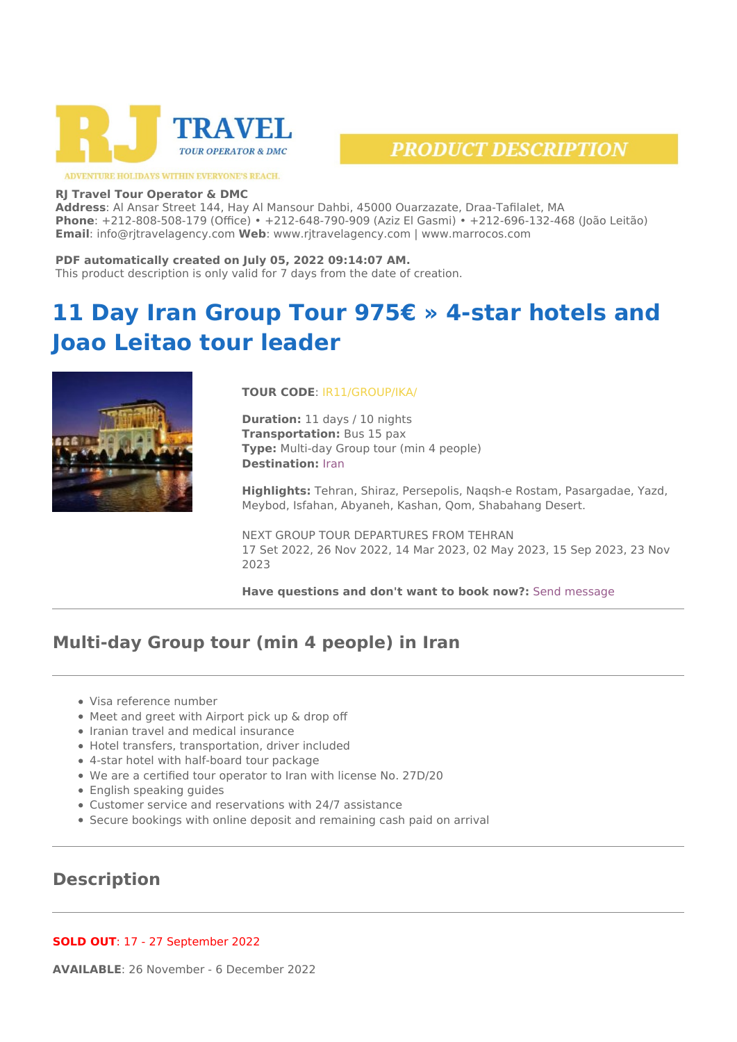RJ TRAVEL TOUR OPERATOR & DMC

ADVENTURE HOLIDAYS WITHIN EVERYONE'S REACH.

**PRODUCT DESCRIPTION**

**RJ Travel Tour Operator & DMC**
**Address**: Al Ansar Street 144, Hay Al Mansour Dahbi, 45000 Ouarzazate, Draa-Tafilalet, MA
**Phone**: +212-808-508-179 (Office) • +212-648-790-909 (Aziz El Gasmi) • +212-696-132-468 (João Leitão)
**Email**: info@rjtravelagency.com **Web**: www.rjtravelagency.com | www.marrocos.com

**PDF automatically created on July 05, 2022 09:14:07 AM.**
This product description is only valid for 7 days from the date of creation.

# 11 Day Iran Group Tour 975€ » 4-star hotels and Joao Leitao tour leader

**TOUR CODE**: IR11/GROUP/IKA/

**Duration:** 11 days / 10 nights
**Transportation:** Bus 15 pax
**Type:** Multi-day Group tour (min 4 people)
**Destination:** Iran

**Highlights:** Tehran, Shiraz, Persepolis, Naqsh-e Rostam, Pasargadae, Yazd, Meybod, Isfahan, Abyaneh, Kashan, Qom, Shabahang Desert.

NEXT GROUP TOUR DEPARTURES FROM TEHRAN
17 Set 2022, 26 Nov 2022, 14 Mar 2023, 02 May 2023, 15 Sep 2023, 23 Nov 2023

**Have questions and don't want to book now?:** Send message

## Multi-day Group tour (min 4 people) in Iran

- Visa reference number
- Meet and greet with Airport pick up & drop off
- Iranian travel and medical insurance
- Hotel transfers, transportation, driver included
- 4-star hotel with half-board tour package
- We are a certified tour operator to Iran with license No. 27D/20
- English speaking guides
- Customer service and reservations with 24/7 assistance
- Secure bookings with online deposit and remaining cash paid on arrival

## Description

**SOLD OUT**: 17 - 27 September 2022

**AVAILABLE**: 26 November - 6 December 2022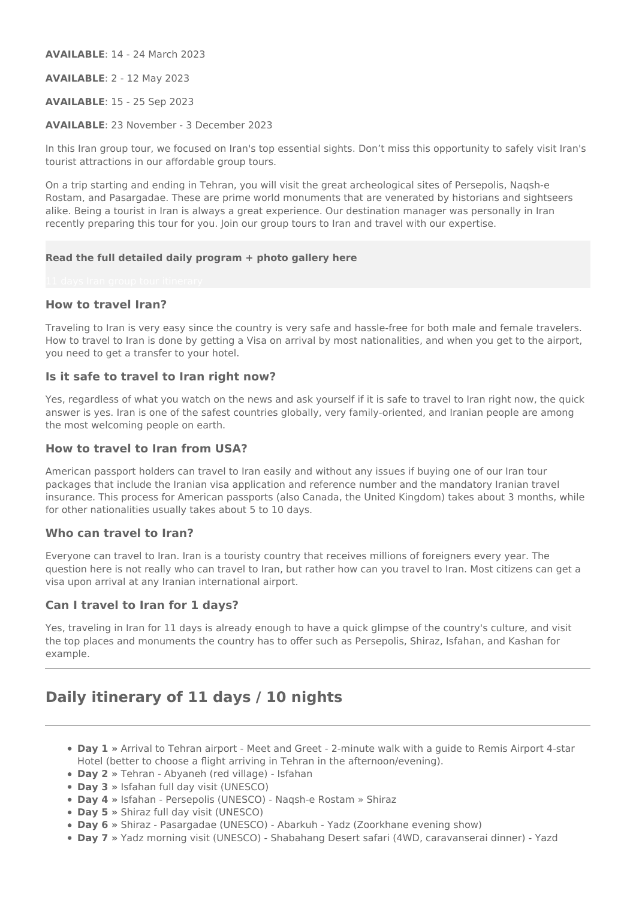**AVAILABLE**: 14 - 24 March 2023

**AVAILABLE**: 2 - 12 May 2023

**AVAILABLE**: 15 - 25 Sep 2023

**AVAILABLE**: 23 November - 3 December 2023

In this Iran group tour, we focused on Iran's top essential sights. Don't miss this opportunity to safely visit Iran's tourist attractions in our affordable group tours.

On a trip starting and ending in Tehran, you will visit the great archeological sites of Persepolis, Naqsh-e Rostam, and Pasargadae. These are prime world monuments that are venerated by historians and sightseers alike. Being a tourist in Iran is always a great experience. Our destination manager was personally in Iran recently preparing this tour for you. Join our group tours to Iran and travel with our expertise.

**Read the full detailed daily program + photo gallery here**

11 days Iran group tour itinerary

### How to travel Iran?

Traveling to Iran is very easy since the country is very safe and hassle-free for both male and female travelers. How to travel to Iran is done by getting a Visa on arrival by most nationalities, and when you get to the airport, you need to get a transfer to your hotel.

### Is it safe to travel to Iran right now?

Yes, regardless of what you watch on the news and ask yourself if it is safe to travel to Iran right now, the quick answer is yes. Iran is one of the safest countries globally, very family-oriented, and Iranian people are among the most welcoming people on earth.

### How to travel to Iran from USA?

American passport holders can travel to Iran easily and without any issues if buying one of our Iran tour packages that include the Iranian visa application and reference number and the mandatory Iranian travel insurance. This process for American passports (also Canada, the United Kingdom) takes about 3 months, while for other nationalities usually takes about 5 to 10 days.

### Who can travel to Iran?

Everyone can travel to Iran. Iran is a touristy country that receives millions of foreigners every year. The question here is not really who can travel to Iran, but rather how can you travel to Iran. Most citizens can get a visa upon arrival at any Iranian international airport.

### Can I travel to Iran for 1 days?

Yes, traveling in Iran for 11 days is already enough to have a quick glimpse of the country's culture, and visit the top places and monuments the country has to offer such as Persepolis, Shiraz, Isfahan, and Kashan for example.

---

## Daily itinerary of 11 days / 10 nights

---

- **Day 1 »** Arrival to Tehran airport - Meet and Greet - 2-minute walk with a guide to Remis Airport 4-star Hotel (better to choose a flight arriving in Tehran in the afternoon/evening).
- **Day 2 »** Tehran - Abyaneh (red village) - Isfahan
- **Day 3 »** Isfahan full day visit (UNESCO)
- **Day 4 »** Isfahan - Persepolis (UNESCO) - Naqsh-e Rostam » Shiraz
- **Day 5 »** Shiraz full day visit (UNESCO)
- **Day 6 »** Shiraz - Pasargadae (UNESCO) - Abarkuh - Yadz (Zoorkhane evening show)
- **Day 7 »** Yadz morning visit (UNESCO) - Shabahang Desert safari (4WD, caravanserai dinner) - Yazd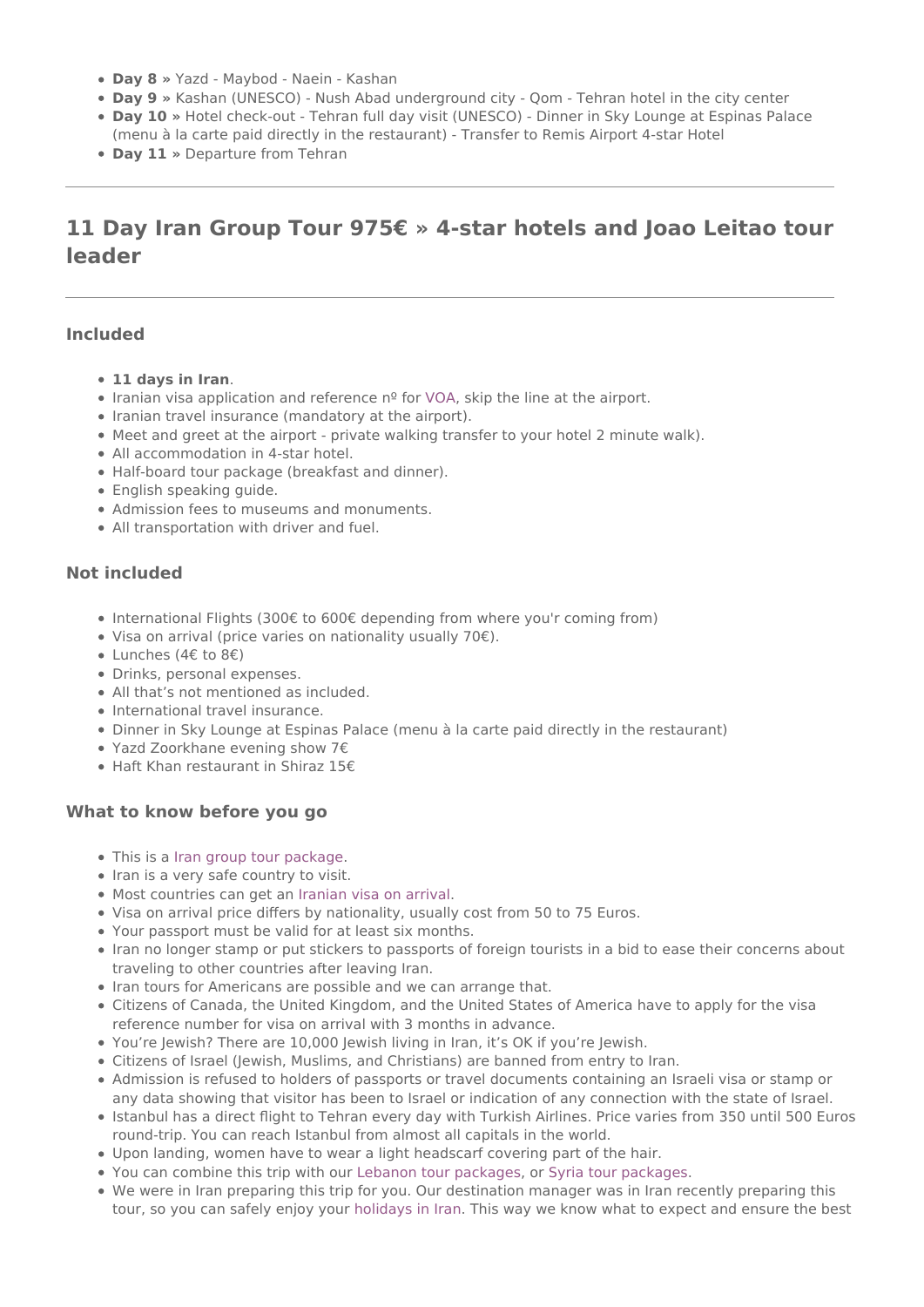- **Day 8 »** Yazd - Maybod - Naein - Kashan
- **Day 9 »** Kashan (UNESCO) - Nush Abad underground city - Qom - Tehran hotel in the city center
- **Day 10 »** Hotel check-out - Tehran full day visit (UNESCO) - Dinner in Sky Lounge at Espinas Palace (menu à la carte paid directly in the restaurant) - Transfer to Remis Airport 4-star Hotel
- **Day 11 »** Departure from Tehran

---

## 11 Day Iran Group Tour 975€ » 4-star hotels and Joao Leitao tour leader

---

### Included

- **11 days in Iran**.
- Iranian visa application and reference nº for VOA, skip the line at the airport.
- Iranian travel insurance (mandatory at the airport).
- Meet and greet at the airport - private walking transfer to your hotel 2 minute walk).
- All accommodation in 4-star hotel.
- Half-board tour package (breakfast and dinner).
- English speaking guide.
- Admission fees to museums and monuments.
- All transportation with driver and fuel.

### Not included

- International Flights (300€ to 600€ depending from where you'r coming from)
- Visa on arrival (price varies on nationality usually 70€).
- Lunches (4€ to 8€)
- Drinks, personal expenses.
- All that’s not mentioned as included.
- International travel insurance.
- Dinner in Sky Lounge at Espinas Palace (menu à la carte paid directly in the restaurant)
- Yazd Zoorkhane evening show 7€
- Haft Khan restaurant in Shiraz 15€

### What to know before you go

- This is a Iran group tour package.
- Iran is a very safe country to visit.
- Most countries can get an Iranian visa on arrival.
- Visa on arrival price differs by nationality, usually cost from 50 to 75 Euros.
- Your passport must be valid for at least six months.
- Iran no longer stamp or put stickers to passports of foreign tourists in a bid to ease their concerns about traveling to other countries after leaving Iran.
- Iran tours for Americans are possible and we can arrange that.
- Citizens of Canada, the United Kingdom, and the United States of America have to apply for the visa reference number for visa on arrival with 3 months in advance.
- You’re Jewish? There are 10,000 Jewish living in Iran, it’s OK if you’re Jewish.
- Citizens of Israel (Jewish, Muslims, and Christians) are banned from entry to Iran.
- Admission is refused to holders of passports or travel documents containing an Israeli visa or stamp or any data showing that visitor has been to Israel or indication of any connection with the state of Israel.
- Istanbul has a direct flight to Tehran every day with Turkish Airlines. Price varies from 350 until 500 Euros round-trip. You can reach Istanbul from almost all capitals in the world.
- Upon landing, women have to wear a light headscarf covering part of the hair.
- You can combine this trip with our Lebanon tour packages, or Syria tour packages.
- We were in Iran preparing this trip for you. Our destination manager was in Iran recently preparing this tour, so you can safely enjoy your holidays in Iran. This way we know what to expect and ensure the best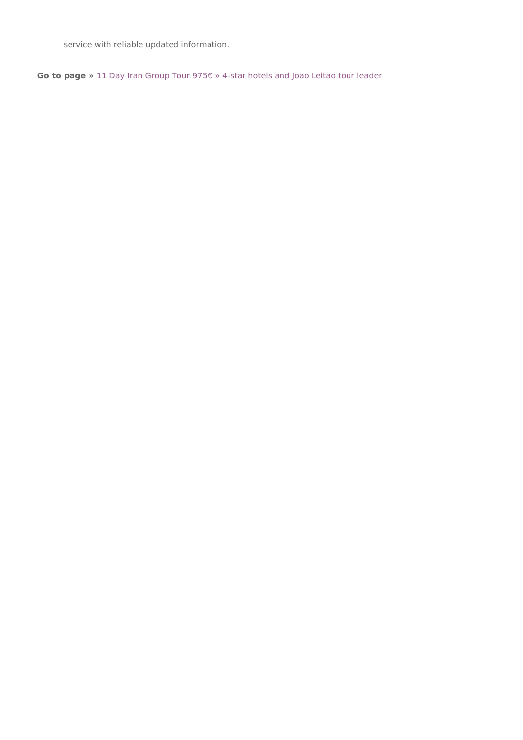service with reliable updated information.

---

**Go to page »** 11 Day Iran Group Tour 975€ » 4-star hotels and Joao Leitao tour leader

---